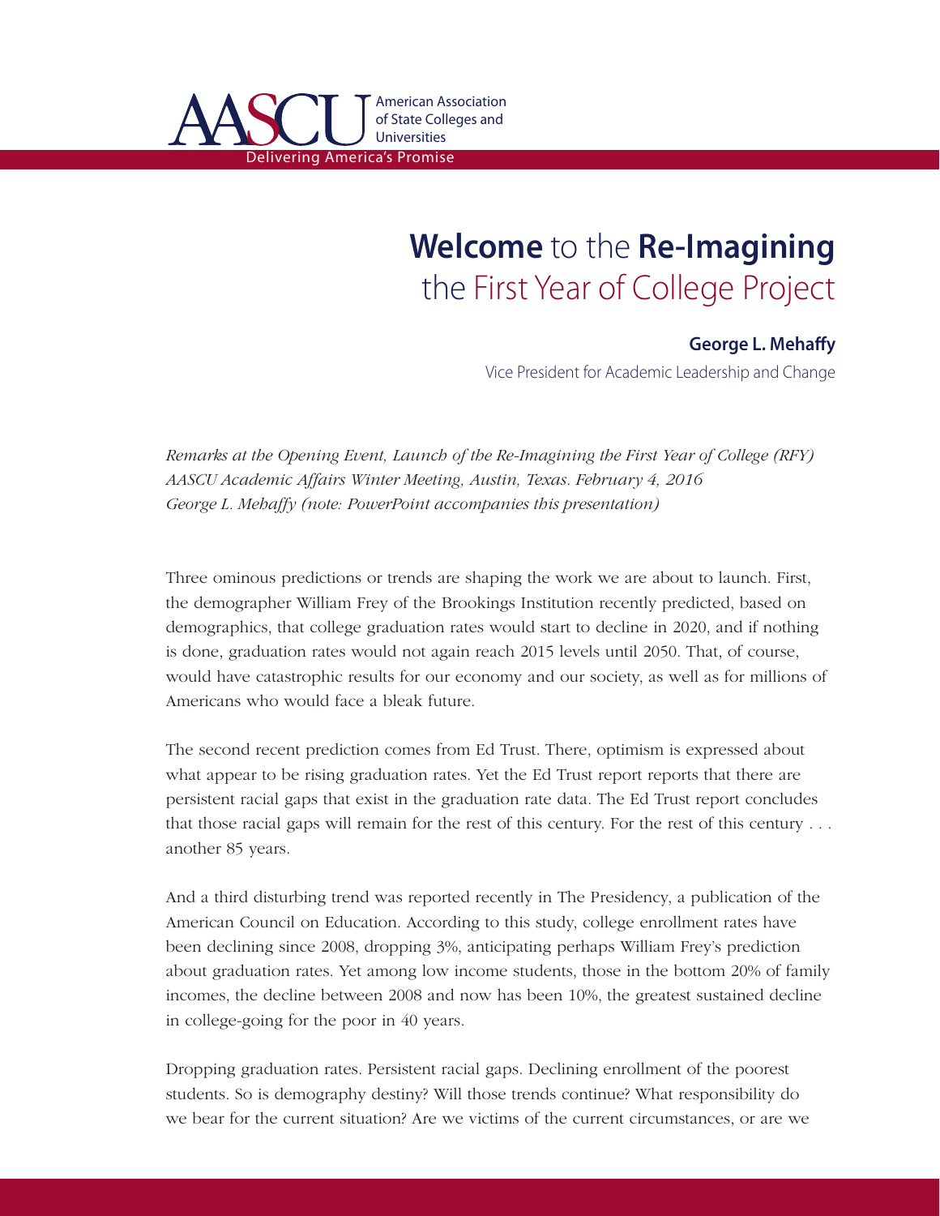AASCU American Association of State Colleges and Universities

Delivering America's Promise

# **Welcome** to the **Re-Imagining** the First Year of College Project

**George L. Mehaffy**

Vice President for Academic Leadership and Change

*Remarks at the Opening Event, Launch of the Re-Imagining the First Year of College (RFY) AASCU Academic Affairs Winter Meeting, Austin, Texas. February 4, 2016 George L. Mehaffy (note: PowerPoint accompanies this presentation)*

Three ominous predictions or trends are shaping the work we are about to launch. First, the demographer William Frey of the Brookings Institution recently predicted, based on demographics, that college graduation rates would start to decline in 2020, and if nothing is done, graduation rates would not again reach 2015 levels until 2050. That, of course, would have catastrophic results for our economy and our society, as well as for millions of Americans who would face a bleak future.

The second recent prediction comes from Ed Trust. There, optimism is expressed about what appear to be rising graduation rates. Yet the Ed Trust report reports that there are persistent racial gaps that exist in the graduation rate data. The Ed Trust report concludes that those racial gaps will remain for the rest of this century. For the rest of this century . . . another 85 years.

And a third disturbing trend was reported recently in The Presidency, a publication of the American Council on Education. According to this study, college enrollment rates have been declining since 2008, dropping 3%, anticipating perhaps William Frey's prediction about graduation rates. Yet among low income students, those in the bottom 20% of family incomes, the decline between 2008 and now has been 10%, the greatest sustained decline in college-going for the poor in 40 years.

Dropping graduation rates. Persistent racial gaps. Declining enrollment of the poorest students. So is demography destiny? Will those trends continue? What responsibility do we bear for the current situation? Are we victims of the current circumstances, or are we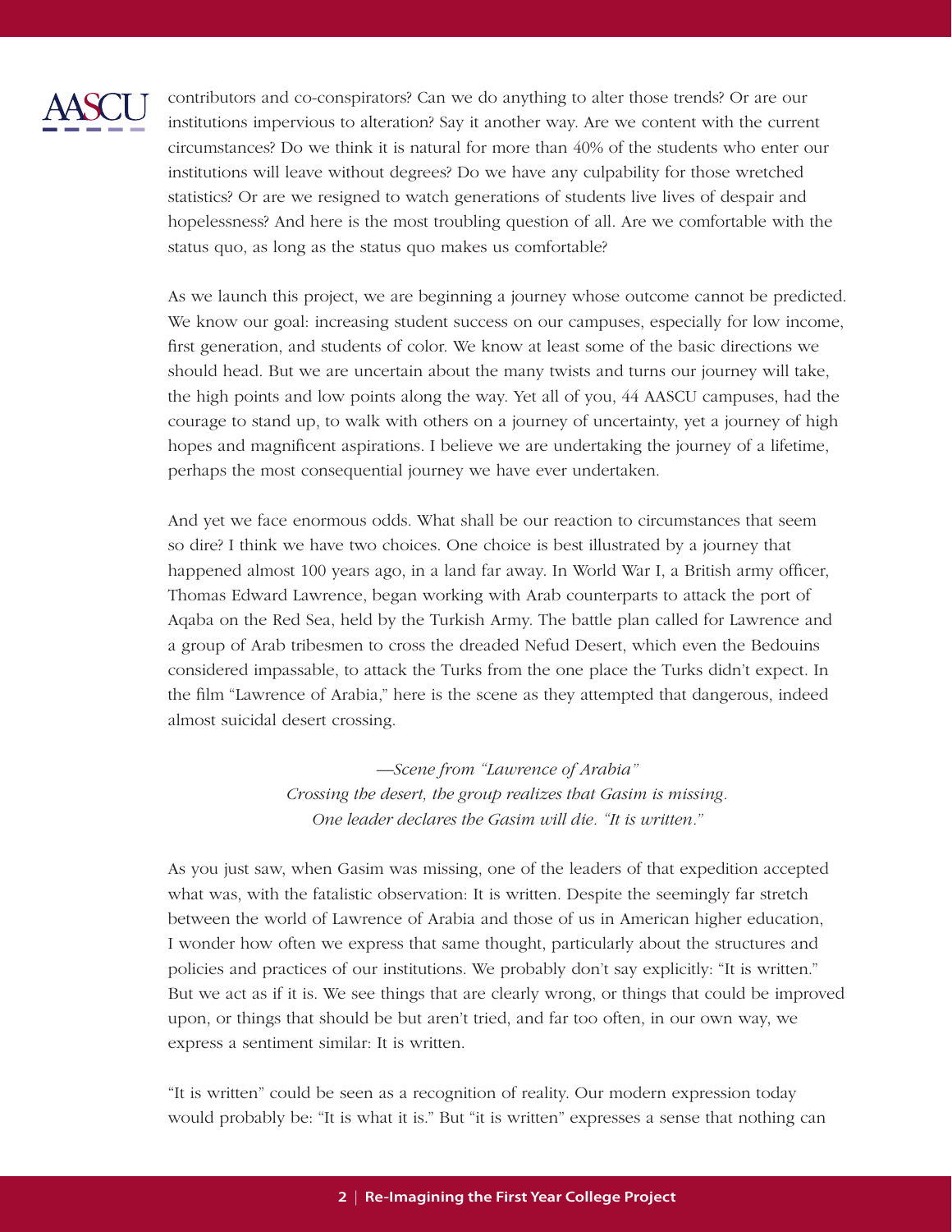contributors and co-conspirators? Can we do anything to alter those trends? Or are our institutions impervious to alteration? Say it another way. Are we content with the current circumstances? Do we think it is natural for more than 40% of the students who enter our institutions will leave without degrees? Do we have any culpability for those wretched statistics? Or are we resigned to watch generations of students live lives of despair and hopelessness? And here is the most troubling question of all. Are we comfortable with the status quo, as long as the status quo makes us comfortable?

As we launch this project, we are beginning a journey whose outcome cannot be predicted. We know our goal: increasing student success on our campuses, especially for low income, first generation, and students of color. We know at least some of the basic directions we should head. But we are uncertain about the many twists and turns our journey will take, the high points and low points along the way. Yet all of you, 44 AASCU campuses, had the courage to stand up, to walk with others on a journey of uncertainty, yet a journey of high hopes and magnificent aspirations. I believe we are undertaking the journey of a lifetime, perhaps the most consequential journey we have ever undertaken.

And yet we face enormous odds. What shall be our reaction to circumstances that seem so dire? I think we have two choices. One choice is best illustrated by a journey that happened almost 100 years ago, in a land far away. In World War I, a British army officer, Thomas Edward Lawrence, began working with Arab counterparts to attack the port of Aqaba on the Red Sea, held by the Turkish Army. The battle plan called for Lawrence and a group of Arab tribesmen to cross the dreaded Nefud Desert, which even the Bedouins considered impassable, to attack the Turks from the one place the Turks didn't expect. In the film "Lawrence of Arabia," here is the scene as they attempted that dangerous, indeed almost suicidal desert crossing.

*—Scene from "Lawrence of Arabia"*
*Crossing the desert, the group realizes that Gasim is missing.*
*One leader declares the Gasim will die. "It is written."*

As you just saw, when Gasim was missing, one of the leaders of that expedition accepted what was, with the fatalistic observation: It is written. Despite the seemingly far stretch between the world of Lawrence of Arabia and those of us in American higher education, I wonder how often we express that same thought, particularly about the structures and policies and practices of our institutions. We probably don't say explicitly: "It is written." But we act as if it is. We see things that are clearly wrong, or things that could be improved upon, or things that should be but aren't tried, and far too often, in our own way, we express a sentiment similar: It is written.

"It is written" could be seen as a recognition of reality. Our modern expression today would probably be: "It is what it is." But "it is written" expresses a sense that nothing can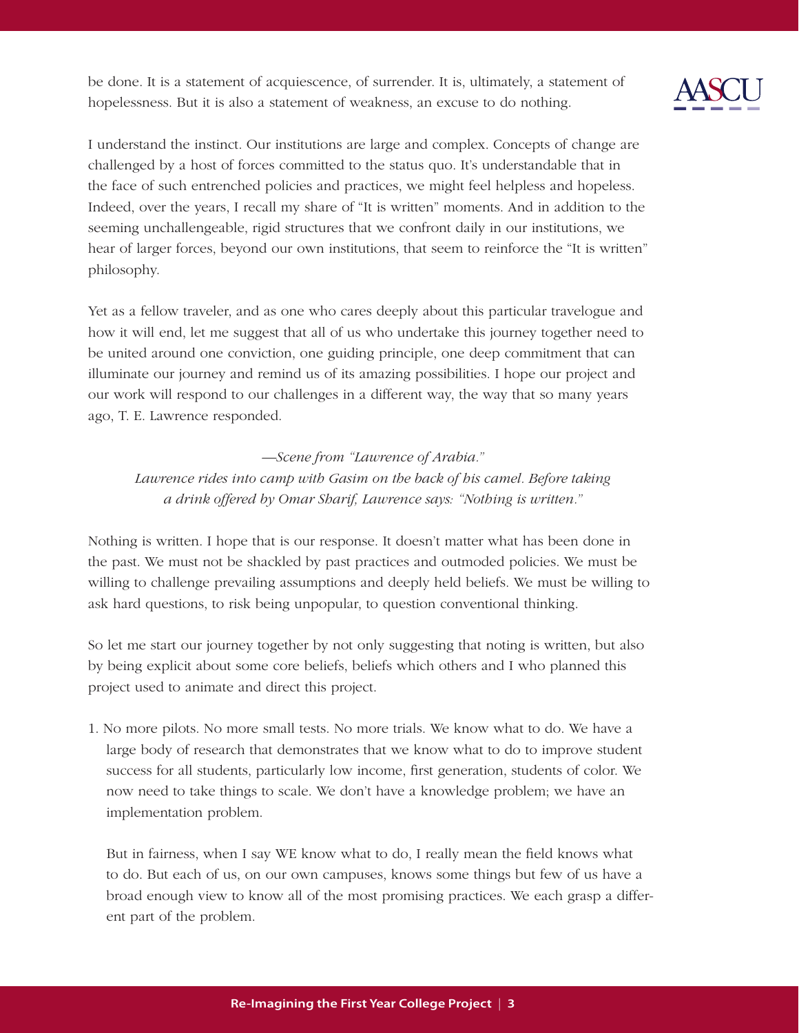be done. It is a statement of acquiescence, of surrender. It is, ultimately, a statement of hopelessness. But it is also a statement of weakness, an excuse to do nothing.

I understand the instinct. Our institutions are large and complex. Concepts of change are challenged by a host of forces committed to the status quo. It's understandable that in the face of such entrenched policies and practices, we might feel helpless and hopeless. Indeed, over the years, I recall my share of "It is written" moments. And in addition to the seeming unchallengeable, rigid structures that we confront daily in our institutions, we hear of larger forces, beyond our own institutions, that seem to reinforce the "It is written" philosophy.

Yet as a fellow traveler, and as one who cares deeply about this particular travelogue and how it will end, let me suggest that all of us who undertake this journey together need to be united around one conviction, one guiding principle, one deep commitment that can illuminate our journey and remind us of its amazing possibilities. I hope our project and our work will respond to our challenges in a different way, the way that so many years ago, T. E. Lawrence responded.

*—Scene from "Lawrence of Arabia."*
*Lawrence rides into camp with Gasim on the back of his camel. Before taking a drink offered by Omar Sharif, Lawrence says: "Nothing is written."*

Nothing is written. I hope that is our response. It doesn't matter what has been done in the past. We must not be shackled by past practices and outmoded policies. We must be willing to challenge prevailing assumptions and deeply held beliefs. We must be willing to ask hard questions, to risk being unpopular, to question conventional thinking.

So let me start our journey together by not only suggesting that noting is written, but also by being explicit about some core beliefs, beliefs which others and I who planned this project used to animate and direct this project.

1. No more pilots. No more small tests. No more trials. We know what to do. We have a large body of research that demonstrates that we know what to do to improve student success for all students, particularly low income, first generation, students of color. We now need to take things to scale. We don't have a knowledge problem; we have an implementation problem.

   But in fairness, when I say WE know what to do, I really mean the field knows what to do. But each of us, on our own campuses, knows some things but few of us have a broad enough view to know all of the most promising practices. We each grasp a different part of the problem.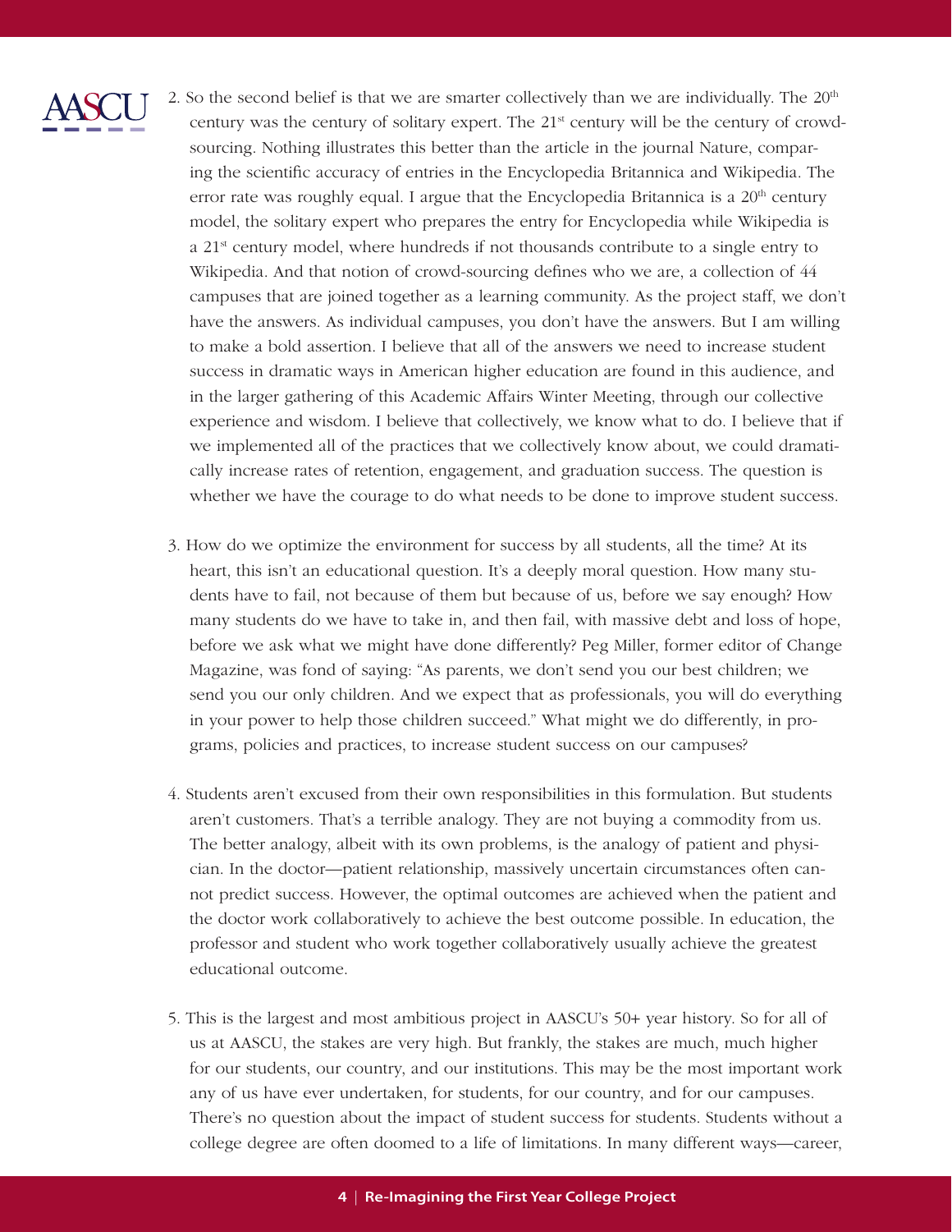2. So the second belief is that we are smarter collectively than we are individually. The 20th century was the century of solitary expert. The 21st century will be the century of crowd-sourcing. Nothing illustrates this better than the article in the journal Nature, comparing the scientific accuracy of entries in the Encyclopedia Britannica and Wikipedia. The error rate was roughly equal. I argue that the Encyclopedia Britannica is a 20th century model, the solitary expert who prepares the entry for Encyclopedia while Wikipedia is a 21st century model, where hundreds if not thousands contribute to a single entry to Wikipedia. And that notion of crowd-sourcing defines who we are, a collection of 44 campuses that are joined together as a learning community. As the project staff, we don't have the answers. As individual campuses, you don't have the answers. But I am willing to make a bold assertion. I believe that all of the answers we need to increase student success in dramatic ways in American higher education are found in this audience, and in the larger gathering of this Academic Affairs Winter Meeting, through our collective experience and wisdom. I believe that collectively, we know what to do. I believe that if we implemented all of the practices that we collectively know about, we could dramatically increase rates of retention, engagement, and graduation success. The question is whether we have the courage to do what needs to be done to improve student success.

3. How do we optimize the environment for success by all students, all the time? At its heart, this isn't an educational question. It's a deeply moral question. How many students have to fail, not because of them but because of us, before we say enough? How many students do we have to take in, and then fail, with massive debt and loss of hope, before we ask what we might have done differently? Peg Miller, former editor of Change Magazine, was fond of saying: "As parents, we don't send you our best children; we send you our only children. And we expect that as professionals, you will do everything in your power to help those children succeed." What might we do differently, in programs, policies and practices, to increase student success on our campuses?

4. Students aren't excused from their own responsibilities in this formulation. But students aren't customers. That's a terrible analogy. They are not buying a commodity from us. The better analogy, albeit with its own problems, is the analogy of patient and physician. In the doctor—patient relationship, massively uncertain circumstances often cannot predict success. However, the optimal outcomes are achieved when the patient and the doctor work collaboratively to achieve the best outcome possible. In education, the professor and student who work together collaboratively usually achieve the greatest educational outcome.

5. This is the largest and most ambitious project in AASCU's 50+ year history. So for all of us at AASCU, the stakes are very high. But frankly, the stakes are much, much higher for our students, our country, and our institutions. This may be the most important work any of us have ever undertaken, for students, for our country, and for our campuses. There's no question about the impact of student success for students. Students without a college degree are often doomed to a life of limitations. In many different ways—career,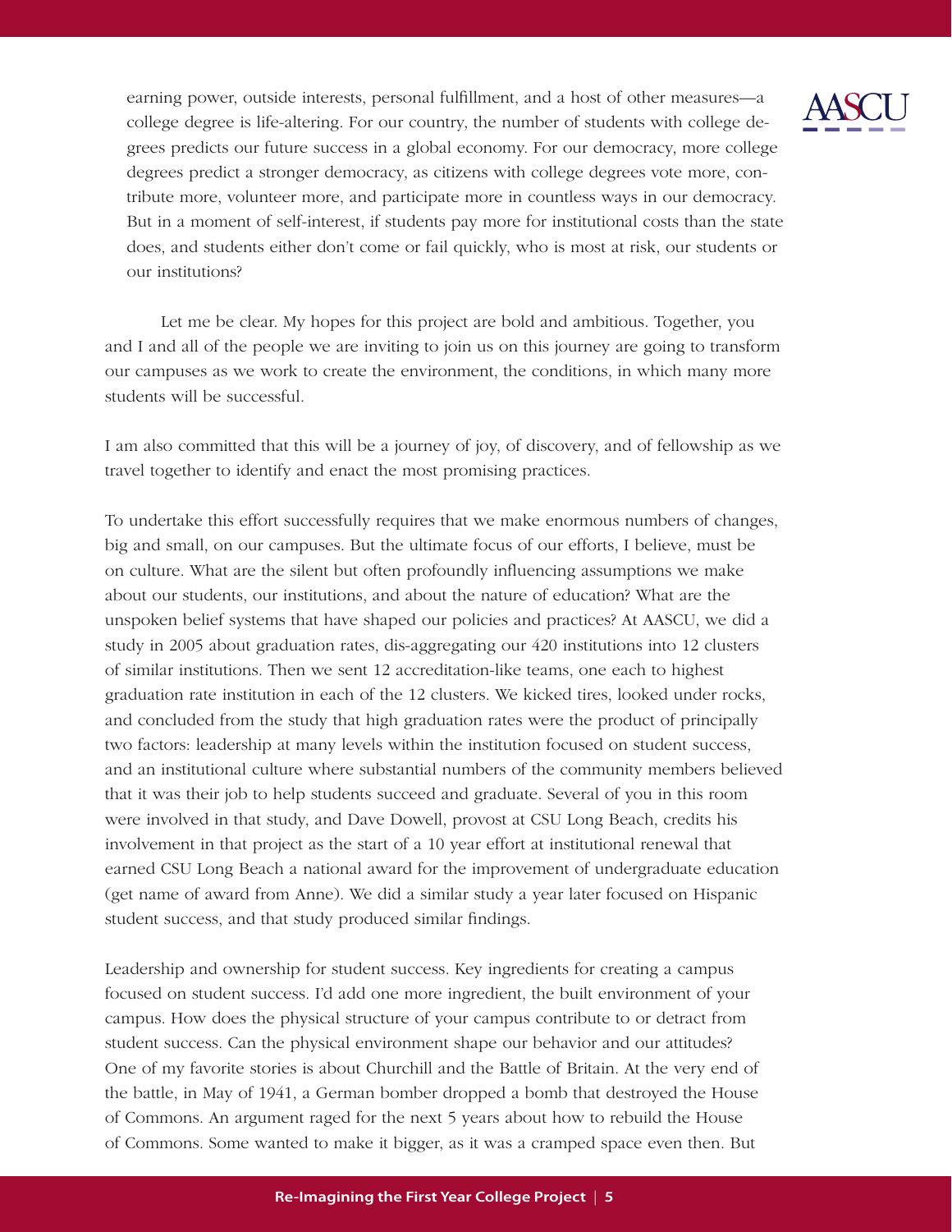earning power, outside interests, personal fulfillment, and a host of other measures—a college degree is life-altering. For our country, the number of students with college degrees predicts our future success in a global economy. For our democracy, more college degrees predict a stronger democracy, as citizens with college degrees vote more, contribute more, volunteer more, and participate more in countless ways in our democracy. But in a moment of self-interest, if students pay more for institutional costs than the state does, and students either don't come or fail quickly, who is most at risk, our students or our institutions?

Let me be clear. My hopes for this project are bold and ambitious. Together, you and I and all of the people we are inviting to join us on this journey are going to transform our campuses as we work to create the environment, the conditions, in which many more students will be successful.

I am also committed that this will be a journey of joy, of discovery, and of fellowship as we travel together to identify and enact the most promising practices.

To undertake this effort successfully requires that we make enormous numbers of changes, big and small, on our campuses. But the ultimate focus of our efforts, I believe, must be on culture. What are the silent but often profoundly influencing assumptions we make about our students, our institutions, and about the nature of education? What are the unspoken belief systems that have shaped our policies and practices? At AASCU, we did a study in 2005 about graduation rates, dis-aggregating our 420 institutions into 12 clusters of similar institutions. Then we sent 12 accreditation-like teams, one each to highest graduation rate institution in each of the 12 clusters. We kicked tires, looked under rocks, and concluded from the study that high graduation rates were the product of principally two factors: leadership at many levels within the institution focused on student success, and an institutional culture where substantial numbers of the community members believed that it was their job to help students succeed and graduate. Several of you in this room were involved in that study, and Dave Dowell, provost at CSU Long Beach, credits his involvement in that project as the start of a 10 year effort at institutional renewal that earned CSU Long Beach a national award for the improvement of undergraduate education (get name of award from Anne). We did a similar study a year later focused on Hispanic student success, and that study produced similar findings.

Leadership and ownership for student success. Key ingredients for creating a campus focused on student success. I'd add one more ingredient, the built environment of your campus. How does the physical structure of your campus contribute to or detract from student success. Can the physical environment shape our behavior and our attitudes? One of my favorite stories is about Churchill and the Battle of Britain. At the very end of the battle, in May of 1941, a German bomber dropped a bomb that destroyed the House of Commons. An argument raged for the next 5 years about how to rebuild the House of Commons. Some wanted to make it bigger, as it was a cramped space even then. But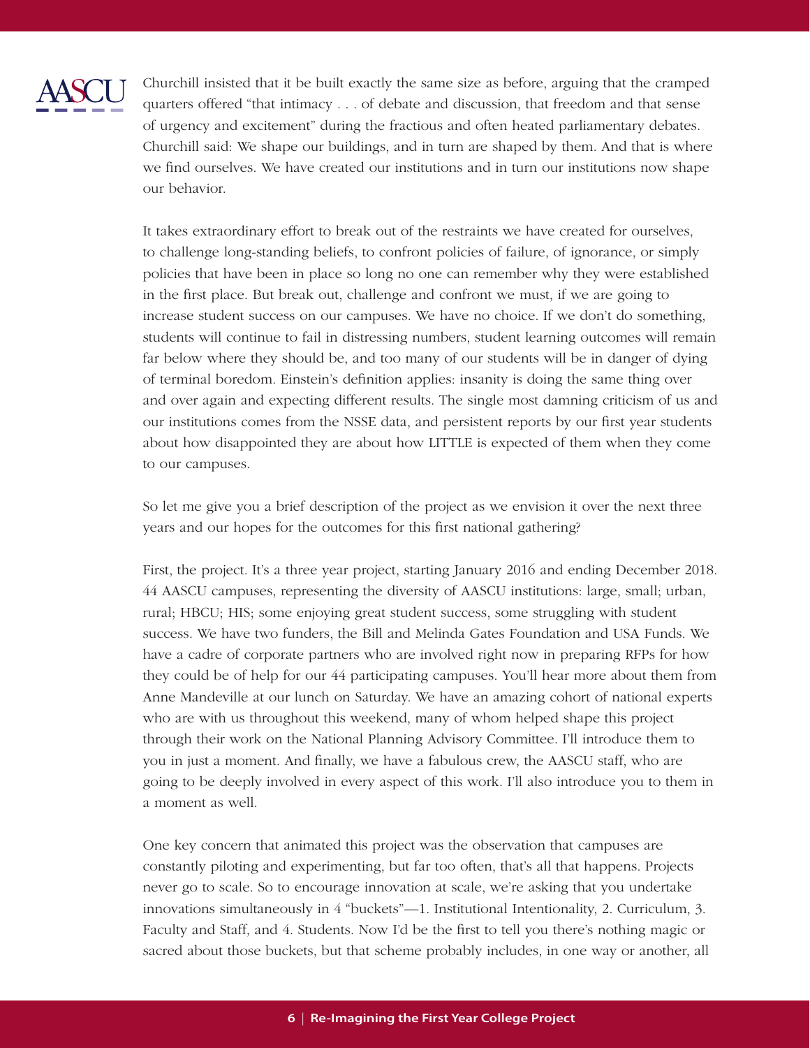Churchill insisted that it be built exactly the same size as before, arguing that the cramped quarters offered "that intimacy . . . of debate and discussion, that freedom and that sense of urgency and excitement" during the fractious and often heated parliamentary debates. Churchill said: We shape our buildings, and in turn are shaped by them. And that is where we find ourselves. We have created our institutions and in turn our institutions now shape our behavior.

It takes extraordinary effort to break out of the restraints we have created for ourselves, to challenge long-standing beliefs, to confront policies of failure, of ignorance, or simply policies that have been in place so long no one can remember why they were established in the first place. But break out, challenge and confront we must, if we are going to increase student success on our campuses. We have no choice. If we don't do something, students will continue to fail in distressing numbers, student learning outcomes will remain far below where they should be, and too many of our students will be in danger of dying of terminal boredom. Einstein's definition applies: insanity is doing the same thing over and over again and expecting different results. The single most damning criticism of us and our institutions comes from the NSSE data, and persistent reports by our first year students about how disappointed they are about how LITTLE is expected of them when they come to our campuses.

So let me give you a brief description of the project as we envision it over the next three years and our hopes for the outcomes for this first national gathering?

First, the project. It's a three year project, starting January 2016 and ending December 2018. 44 AASCU campuses, representing the diversity of AASCU institutions: large, small; urban, rural; HBCU; HIS; some enjoying great student success, some struggling with student success. We have two funders, the Bill and Melinda Gates Foundation and USA Funds. We have a cadre of corporate partners who are involved right now in preparing RFPs for how they could be of help for our 44 participating campuses. You'll hear more about them from Anne Mandeville at our lunch on Saturday. We have an amazing cohort of national experts who are with us throughout this weekend, many of whom helped shape this project through their work on the National Planning Advisory Committee. I'll introduce them to you in just a moment. And finally, we have a fabulous crew, the AASCU staff, who are going to be deeply involved in every aspect of this work. I'll also introduce you to them in a moment as well.

One key concern that animated this project was the observation that campuses are constantly piloting and experimenting, but far too often, that's all that happens. Projects never go to scale. So to encourage innovation at scale, we're asking that you undertake innovations simultaneously in 4 "buckets"—1. Institutional Intentionality, 2. Curriculum, 3. Faculty and Staff, and 4. Students. Now I'd be the first to tell you there's nothing magic or sacred about those buckets, but that scheme probably includes, in one way or another, all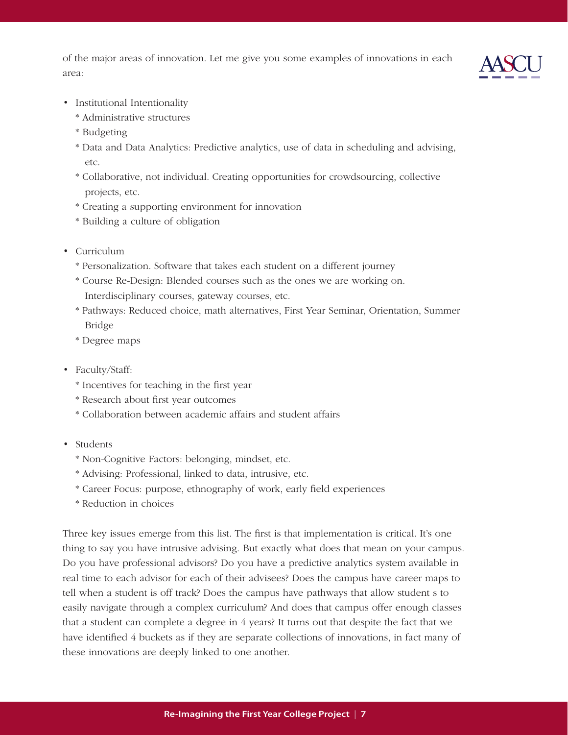of the major areas of innovation. Let me give you some examples of innovations in each area:

- Institutional Intentionality
  * Administrative structures
  * Budgeting
  * Data and Data Analytics: Predictive analytics, use of data in scheduling and advising, etc.
  * Collaborative, not individual. Creating opportunities for crowdsourcing, collective projects, etc.
  * Creating a supporting environment for innovation
  * Building a culture of obligation

- Curriculum
  * Personalization. Software that takes each student on a different journey
  * Course Re-Design: Blended courses such as the ones we are working on. Interdisciplinary courses, gateway courses, etc.
  * Pathways: Reduced choice, math alternatives, First Year Seminar, Orientation, Summer Bridge
  * Degree maps

- Faculty/Staff:
  * Incentives for teaching in the first year
  * Research about first year outcomes
  * Collaboration between academic affairs and student affairs

- Students
  * Non-Cognitive Factors: belonging, mindset, etc.
  * Advising: Professional, linked to data, intrusive, etc.
  * Career Focus: purpose, ethnography of work, early field experiences
  * Reduction in choices

Three key issues emerge from this list. The first is that implementation is critical. It's one thing to say you have intrusive advising. But exactly what does that mean on your campus. Do you have professional advisors? Do you have a predictive analytics system available in real time to each advisor for each of their advisees? Does the campus have career maps to tell when a student is off track? Does the campus have pathways that allow student s to easily navigate through a complex curriculum? And does that campus offer enough classes that a student can complete a degree in 4 years? It turns out that despite the fact that we have identified 4 buckets as if they are separate collections of innovations, in fact many of these innovations are deeply linked to one another.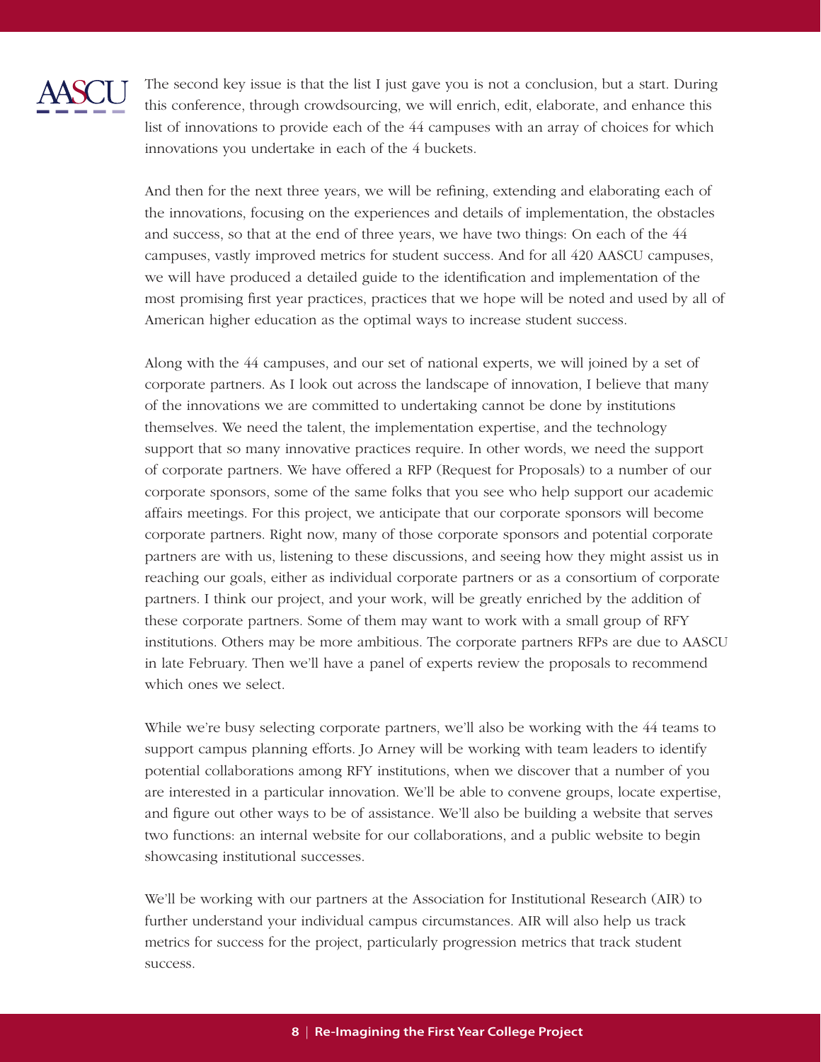The second key issue is that the list I just gave you is not a conclusion, but a start. During this conference, through crowdsourcing, we will enrich, edit, elaborate, and enhance this list of innovations to provide each of the 44 campuses with an array of choices for which innovations you undertake in each of the 4 buckets.

And then for the next three years, we will be refining, extending and elaborating each of the innovations, focusing on the experiences and details of implementation, the obstacles and success, so that at the end of three years, we have two things: On each of the 44 campuses, vastly improved metrics for student success. And for all 420 AASCU campuses, we will have produced a detailed guide to the identification and implementation of the most promising first year practices, practices that we hope will be noted and used by all of American higher education as the optimal ways to increase student success.

Along with the 44 campuses, and our set of national experts, we will joined by a set of corporate partners. As I look out across the landscape of innovation, I believe that many of the innovations we are committed to undertaking cannot be done by institutions themselves. We need the talent, the implementation expertise, and the technology support that so many innovative practices require. In other words, we need the support of corporate partners. We have offered a RFP (Request for Proposals) to a number of our corporate sponsors, some of the same folks that you see who help support our academic affairs meetings. For this project, we anticipate that our corporate sponsors will become corporate partners. Right now, many of those corporate sponsors and potential corporate partners are with us, listening to these discussions, and seeing how they might assist us in reaching our goals, either as individual corporate partners or as a consortium of corporate partners. I think our project, and your work, will be greatly enriched by the addition of these corporate partners. Some of them may want to work with a small group of RFY institutions. Others may be more ambitious. The corporate partners RFPs are due to AASCU in late February. Then we'll have a panel of experts review the proposals to recommend which ones we select.

While we're busy selecting corporate partners, we'll also be working with the 44 teams to support campus planning efforts. Jo Arney will be working with team leaders to identify potential collaborations among RFY institutions, when we discover that a number of you are interested in a particular innovation. We'll be able to convene groups, locate expertise, and figure out other ways to be of assistance. We'll also be building a website that serves two functions: an internal website for our collaborations, and a public website to begin showcasing institutional successes.

We'll be working with our partners at the Association for Institutional Research (AIR) to further understand your individual campus circumstances. AIR will also help us track metrics for success for the project, particularly progression metrics that track student success.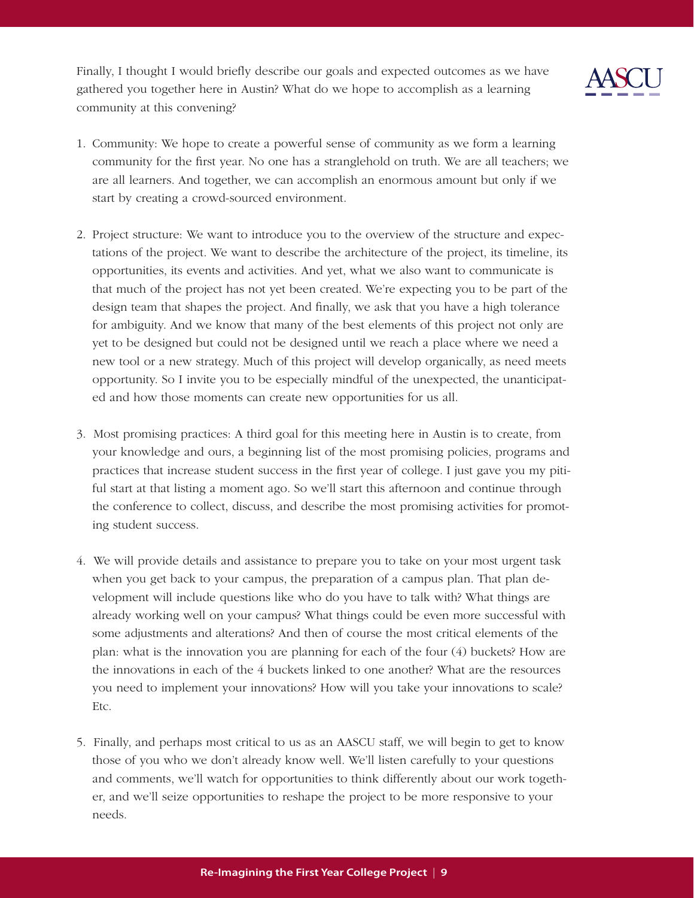Finally, I thought I would briefly describe our goals and expected outcomes as we have gathered you together here in Austin? What do we hope to accomplish as a learning community at this convening?

1. Community: We hope to create a powerful sense of community as we form a learning community for the first year. No one has a stranglehold on truth. We are all teachers; we are all learners. And together, we can accomplish an enormous amount but only if we start by creating a crowd-sourced environment.

2. Project structure: We want to introduce you to the overview of the structure and expectations of the project. We want to describe the architecture of the project, its timeline, its opportunities, its events and activities. And yet, what we also want to communicate is that much of the project has not yet been created. We're expecting you to be part of the design team that shapes the project. And finally, we ask that you have a high tolerance for ambiguity. And we know that many of the best elements of this project not only are yet to be designed but could not be designed until we reach a place where we need a new tool or a new strategy. Much of this project will develop organically, as need meets opportunity. So I invite you to be especially mindful of the unexpected, the unanticipated and how those moments can create new opportunities for us all.

3. Most promising practices: A third goal for this meeting here in Austin is to create, from your knowledge and ours, a beginning list of the most promising policies, programs and practices that increase student success in the first year of college. I just gave you my pitiful start at that listing a moment ago. So we'll start this afternoon and continue through the conference to collect, discuss, and describe the most promising activities for promoting student success.

4. We will provide details and assistance to prepare you to take on your most urgent task when you get back to your campus, the preparation of a campus plan. That plan development will include questions like who do you have to talk with? What things are already working well on your campus? What things could be even more successful with some adjustments and alterations? And then of course the most critical elements of the plan: what is the innovation you are planning for each of the four (4) buckets? How are the innovations in each of the 4 buckets linked to one another? What are the resources you need to implement your innovations? How will you take your innovations to scale? Etc.

5. Finally, and perhaps most critical to us as an AASCU staff, we will begin to get to know those of you who we don't already know well. We'll listen carefully to your questions and comments, we'll watch for opportunities to think differently about our work together, and we'll seize opportunities to reshape the project to be more responsive to your needs.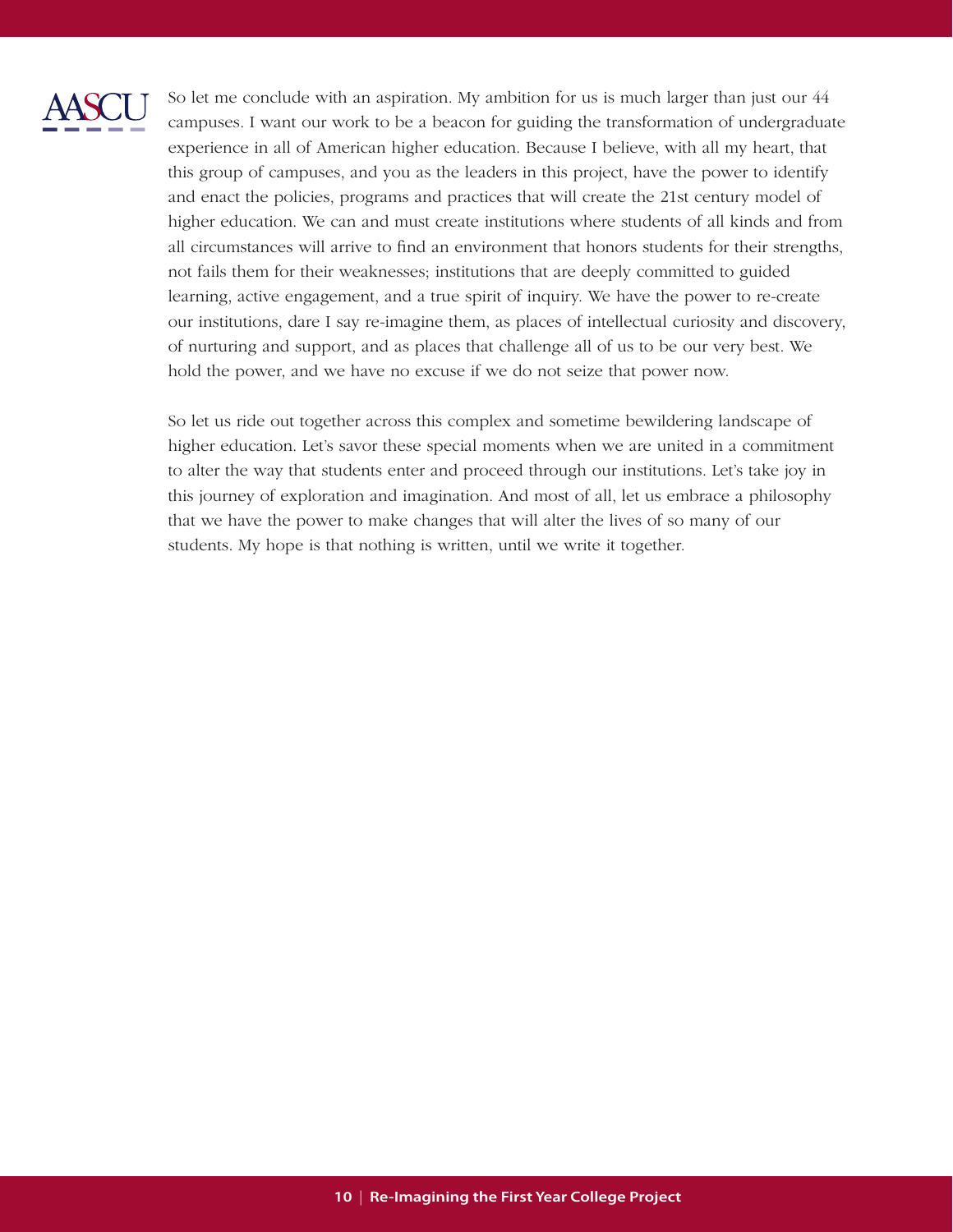So let me conclude with an aspiration. My ambition for us is much larger than just our 44 campuses. I want our work to be a beacon for guiding the transformation of undergraduate experience in all of American higher education. Because I believe, with all my heart, that this group of campuses, and you as the leaders in this project, have the power to identify and enact the policies, programs and practices that will create the 21st century model of higher education. We can and must create institutions where students of all kinds and from all circumstances will arrive to find an environment that honors students for their strengths, not fails them for their weaknesses; institutions that are deeply committed to guided learning, active engagement, and a true spirit of inquiry. We have the power to re-create our institutions, dare I say re-imagine them, as places of intellectual curiosity and discovery, of nurturing and support, and as places that challenge all of us to be our very best. We hold the power, and we have no excuse if we do not seize that power now.

So let us ride out together across this complex and sometime bewildering landscape of higher education. Let's savor these special moments when we are united in a commitment to alter the way that students enter and proceed through our institutions. Let's take joy in this journey of exploration and imagination. And most of all, let us embrace a philosophy that we have the power to make changes that will alter the lives of so many of our students. My hope is that nothing is written, until we write it together.